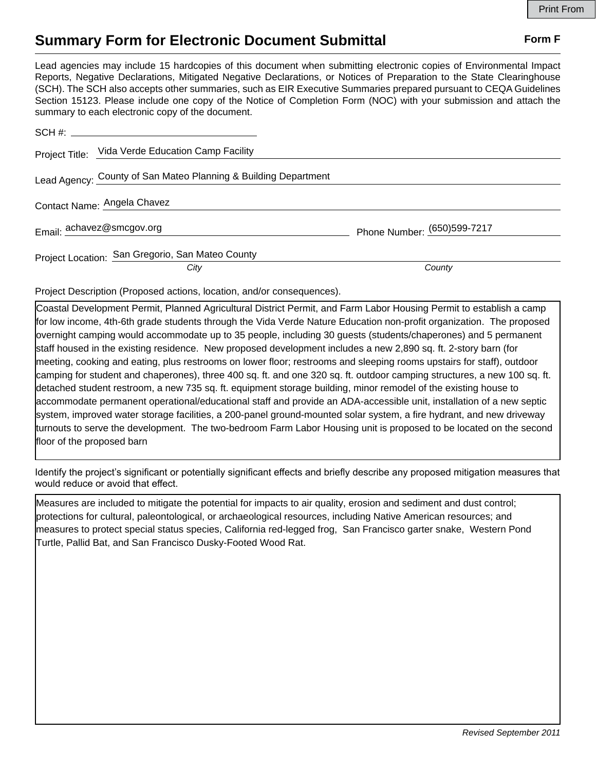# Summary Form for Electronic Document Submittal

**Form F**

Lead agencies may include 15 hardcopies of this document when submitting electronic copies of Environmental Impact Reports, Negative Declarations, Mitigated Negative Declarations, or Notices of Preparation to the State Clearinghouse (SCH). The SCH also accepts other summaries, such as EIR Executive Summaries prepared pursuant to CEQA Guidelines Section 15123. Please include one copy of the Notice of Completion Form (NOC) with your submission and attach the summary to each electronic copy of the document.

SCH #: ______________________

Project Title: Vida Verde Education Camp Facility

Lead Agency: County of San Mateo Planning & Building Department

Contact Name: Angela Chavez

Email: achavez@smcgov.org Phone Number: (650)599-7217

Project Location: San Gregorio, San Mateo County

*City* *County*

Project Description (Proposed actions, location, and/or consequences).

Coastal Development Permit, Planned Agricultural District Permit, and Farm Labor Housing Permit to establish a camp for low income, 4th-6th grade students through the Vida Verde Nature Education non-profit organization. The proposed overnight camping would accommodate up to 35 people, including 30 guests (students/chaperones) and 5 permanent staff housed in the existing residence. New proposed development includes a new 2,890 sq. ft. 2-story barn (for meeting, cooking and eating, plus restrooms on lower floor; restrooms and sleeping rooms upstairs for staff), outdoor camping for student and chaperones), three 400 sq. ft. and one 320 sq. ft. outdoor camping structures, a new 100 sq. ft. detached student restroom, a new 735 sq. ft. equipment storage building, minor remodel of the existing house to accommodate permanent operational/educational staff and provide an ADA-accessible unit, installation of a new septic system, improved water storage facilities, a 200-panel ground-mounted solar system, a fire hydrant, and new driveway turnouts to serve the development. The two-bedroom Farm Labor Housing unit is proposed to be located on the second floor of the proposed barn

Identify the project's significant or potentially significant effects and briefly describe any proposed mitigation measures that would reduce or avoid that effect.

Measures are included to mitigate the potential for impacts to air quality, erosion and sediment and dust control; protections for cultural, paleontological, or archaeological resources, including Native American resources; and measures to protect special status species, California red-legged frog, San Francisco garter snake, Western Pond Turtle, Pallid Bat, and San Francisco Dusky-Footed Wood Rat.

*Revised September 2011*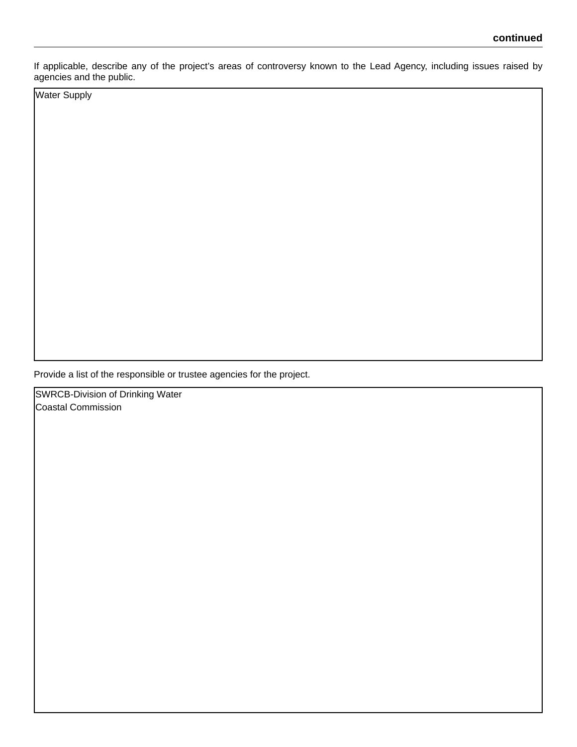**continued**

If applicable, describe any of the project's areas of controversy known to the Lead Agency, including issues raised by agencies and the public.

Water Supply

Provide a list of the responsible or trustee agencies for the project.

SWRCB-Division of Drinking Water
Coastal Commission